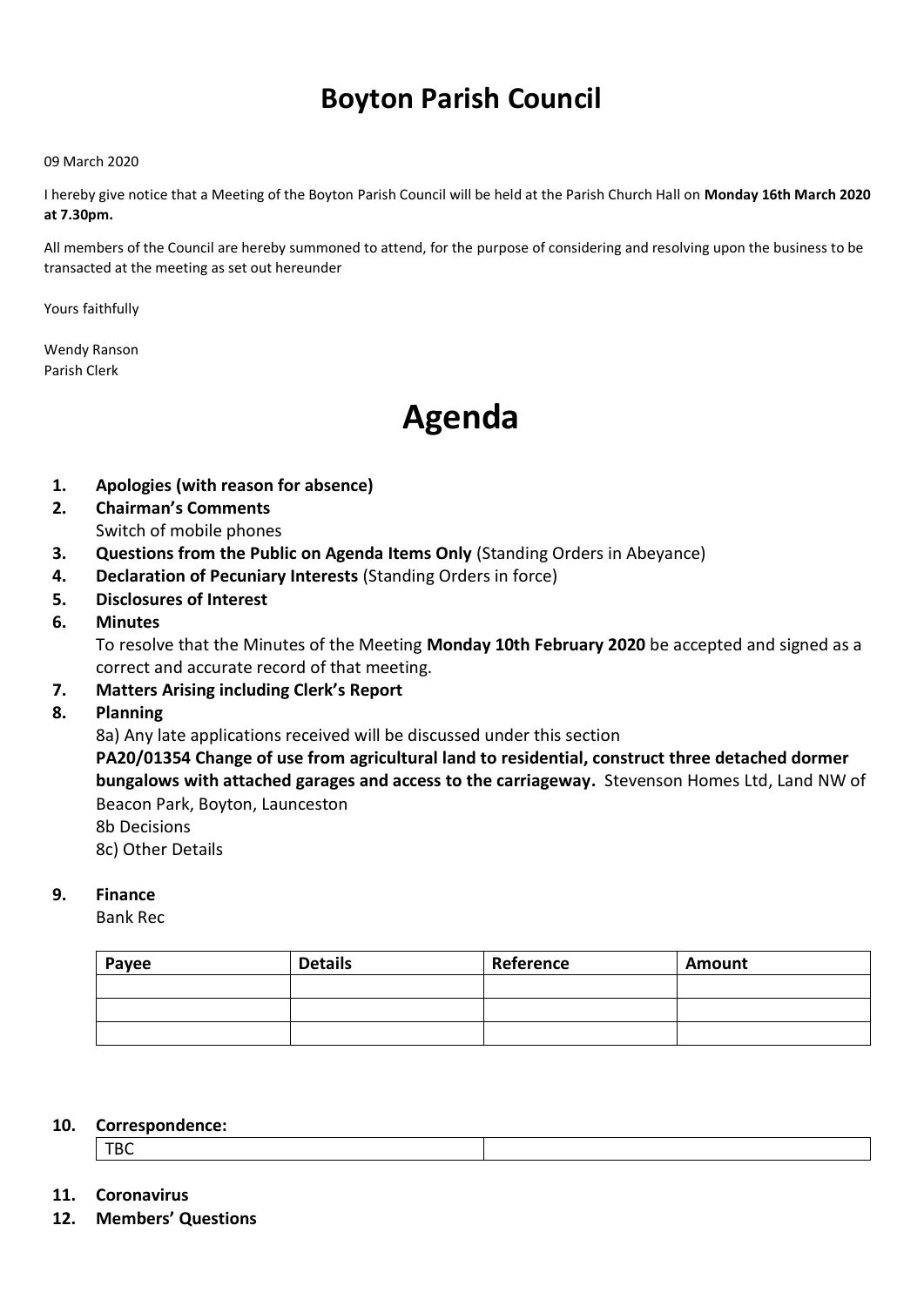# Boyton Parish Council

09 March 2020

I hereby give notice that a Meeting of the Boyton Parish Council will be held at the Parish Church Hall on **Monday 16th March 2020 at 7.30pm.**

All members of the Council are hereby summoned to attend, for the purpose of considering and resolving upon the business to be transacted at the meeting as set out hereunder

Yours faithfully

Wendy Ranson
Parish Clerk

# Agenda

1. **Apologies (with reason for absence)**
2. **Chairman's Comments**
   Switch of mobile phones
3. **Questions from the Public on Agenda Items Only** (Standing Orders in Abeyance)
4. **Declaration of Pecuniary Interests** (Standing Orders in force)
5. **Disclosures of Interest**
6. **Minutes**
   To resolve that the Minutes of the Meeting **Monday 10th February 2020** be accepted and signed as a correct and accurate record of that meeting.
7. **Matters Arising including Clerk's Report**
8. **Planning**
   8a) Any late applications received will be discussed under this section
   **PA20/01354 Change of use from agricultural land to residential, construct three detached dormer bungalows with attached garages and access to the carriageway.** Stevenson Homes Ltd, Land NW of Beacon Park, Boyton, Launceston
   8b Decisions
   8c) Other Details
9. **Finance**
   Bank Rec

| Payee | Details | Reference | Amount |
|---|---|---|---|
| | | | |
| | | | |
| | | | |

10. **Correspondence:**

| TBC | |
|---|---|

11. **Coronavirus**
12. **Members' Questions**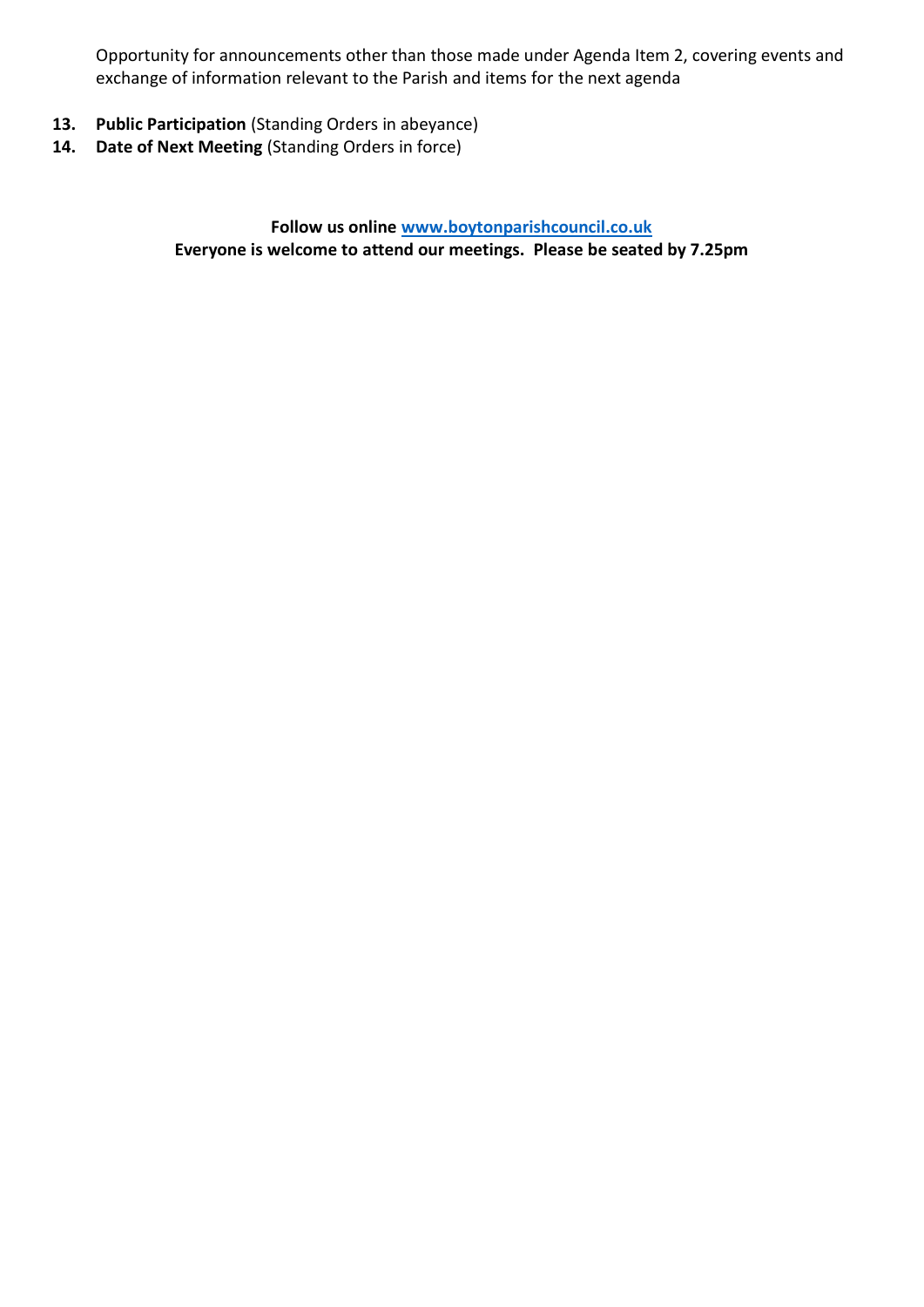Opportunity for announcements other than those made under Agenda Item 2, covering events and exchange of information relevant to the Parish and items for the next agenda

13. **Public Participation** (Standing Orders in abeyance)
14. **Date of Next Meeting** (Standing Orders in force)

**Follow us online [www.boytonparishcouncil.co.uk](http://www.boytonparishcouncil.co.uk)**
**Everyone is welcome to attend our meetings. Please be seated by 7.25pm**